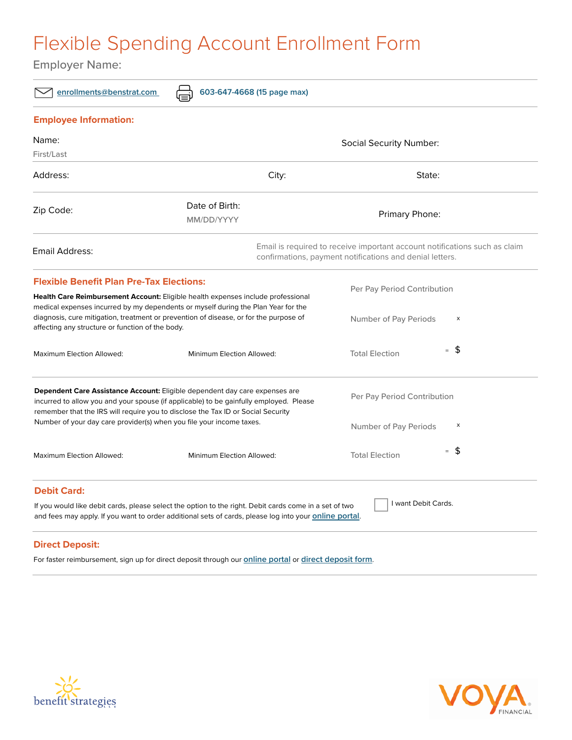# Flexible Spending Account Enrollment Form

Employer Name:

enrollments@benstrat.com | 603-647-4668 (15 page max)

## Employee Information:

Name: First/Last

Social Security Number:

Address:

City:

State:

Zip Code:

Date of Birth: MM/DD/YYYY

Primary Phone:

Email Address:

Email is required to receive important account notifications such as claim confirmations, payment notifications and denial letters.

## Flexible Benefit Plan Pre-Tax Elections:

**Health Care Reimbursement Account:** Eligible health expenses include professional medical expenses incurred by my dependents or myself during the Plan Year for the diagnosis, cure mitigation, treatment or prevention of disease, or for the purpose of affecting any structure or function of the body.

Maximum Election Allowed:

Minimum Election Allowed:

Per Pay Period Contribution

Number of Pay Periods x

Total Election = $

**Dependent Care Assistance Account:** Eligible dependent day care expenses are incurred to allow you and your spouse (if applicable) to be gainfully employed. Please remember that the IRS will require you to disclose the Tax ID or Social Security Number of your day care provider(s) when you file your income taxes.

Maximum Election Allowed:

Minimum Election Allowed:

Per Pay Period Contribution

Number of Pay Periods x

Total Election = $

## Debit Card:

If you would like debit cards, please select the option to the right. Debit cards come in a set of two and fees may apply. If you want to order additional sets of cards, please log into your online portal.

☐ I want Debit Cards.

## Direct Deposit:

For faster reimbursement, sign up for direct deposit through our online portal or direct deposit form.

benefit strategies LLC

VOYA FINANCIAL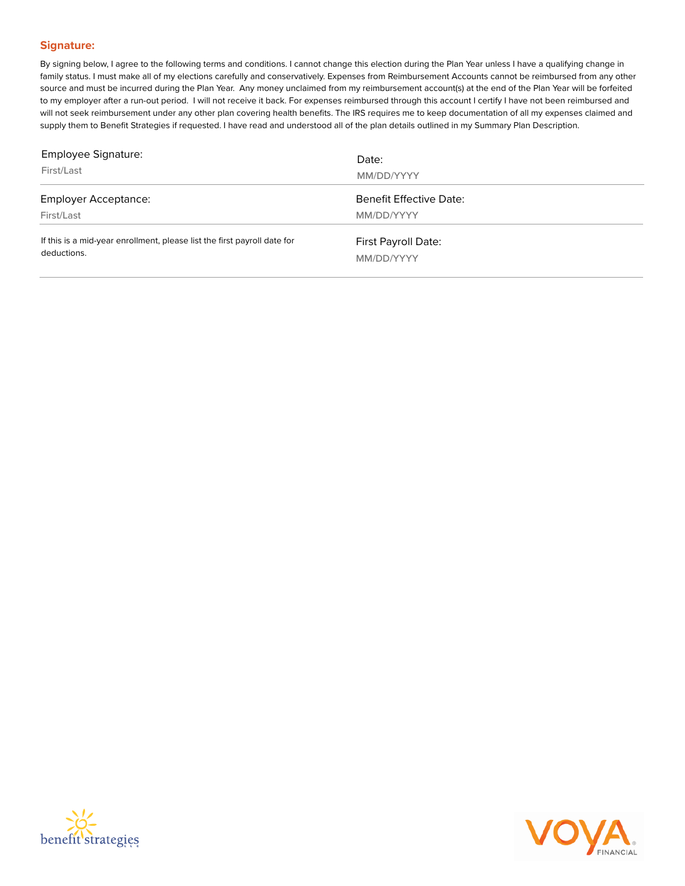## Signature:

By signing below, I agree to the following terms and conditions. I cannot change this election during the Plan Year unless I have a qualifying change in family status. I must make all of my elections carefully and conservatively. Expenses from Reimbursement Accounts cannot be reimbursed from any other source and must be incurred during the Plan Year. Any money unclaimed from my reimbursement account(s) at the end of the Plan Year will be forfeited to my employer after a run-out period. I will not receive it back. For expenses reimbursed through this account I certify I have not been reimbursed and will not seek reimbursement under any other plan covering health benefits. The IRS requires me to keep documentation of all my expenses claimed and supply them to Benefit Strategies if requested. I have read and understood all of the plan details outlined in my Summary Plan Description.

| | |
|---|---|
| Employee Signature: First/Last | Date: MM/DD/YYYY |
| Employer Acceptance: First/Last | Benefit Effective Date: MM/DD/YYYY |
| If this is a mid-year enrollment, please list the first payroll date for deductions. | First Payroll Date: MM/DD/YYYY |

benefit strategies LLC

VOYA FINANCIAL